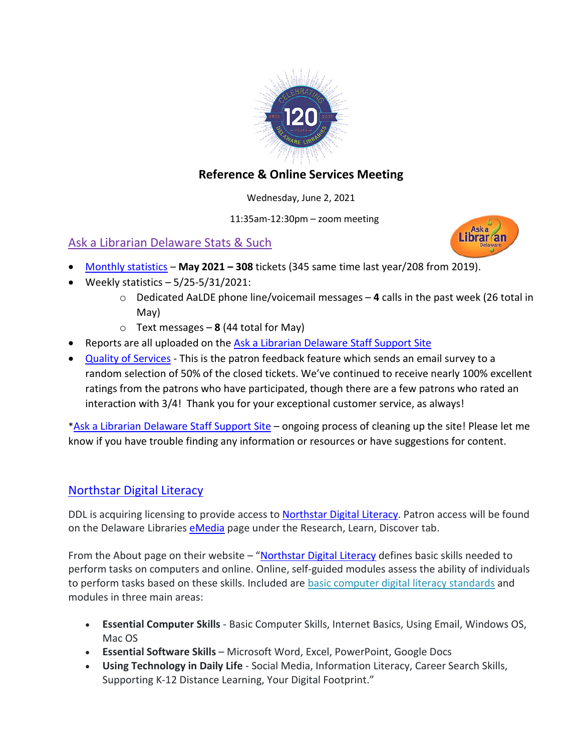# Reference & Online Services Meeting

Wednesday, June 2, 2021

11:35am-12:30pm – zoom meeting

## Ask a Librarian Delaware Stats & Such

- Monthly statistics – **May 2021 – 308** tickets (345 same time last year/208 from 2019).
- Weekly statistics – 5/25-5/31/2021:
  - Dedicated AaLDE phone line/voicemail messages – **4** calls in the past week (26 total in May)
  - Text messages – **8** (44 total for May)
- Reports are all uploaded on the Ask a Librarian Delaware Staff Support Site
- Quality of Services - This is the patron feedback feature which sends an email survey to a random selection of 50% of the closed tickets. We've continued to receive nearly 100% excellent ratings from the patrons who have participated, though there are a few patrons who rated an interaction with 3/4! Thank you for your exceptional customer service, as always!

*Ask a Librarian Delaware Staff Support Site – ongoing process of cleaning up the site! Please let me know if you have trouble finding any information or resources or have suggestions for content.

## Northstar Digital Literacy

DDL is acquiring licensing to provide access to Northstar Digital Literacy. Patron access will be found on the Delaware Libraries eMedia page under the Research, Learn, Discover tab.

From the About page on their website – "Northstar Digital Literacy defines basic skills needed to perform tasks on computers and online. Online, self-guided modules assess the ability of individuals to perform tasks based on these skills. Included are basic computer digital literacy standards and modules in three main areas:

- **Essential Computer Skills** - Basic Computer Skills, Internet Basics, Using Email, Windows OS, Mac OS
- **Essential Software Skills** – Microsoft Word, Excel, PowerPoint, Google Docs
- **Using Technology in Daily Life** - Social Media, Information Literacy, Career Search Skills, Supporting K-12 Distance Learning, Your Digital Footprint."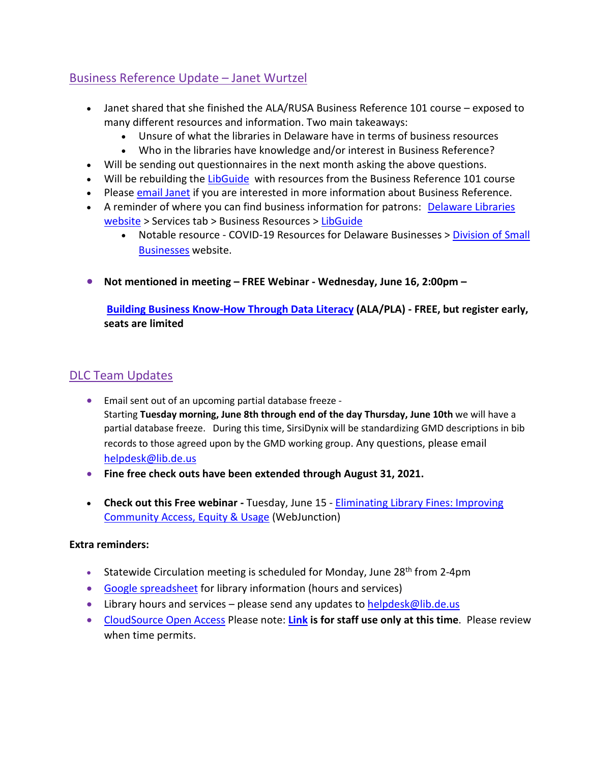## Business Reference Update – Janet Wurtzel

- Janet shared that she finished the ALA/RUSA Business Reference 101 course – exposed to many different resources and information. Two main takeaways:
  - Unsure of what the libraries in Delaware have in terms of business resources
  - Who in the libraries have knowledge and/or interest in Business Reference?
- Will be sending out questionnaires in the next month asking the above questions.
- Will be rebuilding the LibGuide with resources from the Business Reference 101 course
- Please email Janet if you are interested in more information about Business Reference.
- A reminder of where you can find business information for patrons: Delaware Libraries website > Services tab > Business Resources > LibGuide
  - Notable resource - COVID-19 Resources for Delaware Businesses > Division of Small Businesses website.
- **Not mentioned in meeting – FREE Webinar - Wednesday, June 16, 2:00pm –**

  **Building Business Know-How Through Data Literacy (ALA/PLA) - FREE, but register early, seats are limited**

## DLC Team Updates

- Email sent out of an upcoming partial database freeze - Starting **Tuesday morning, June 8th through end of the day Thursday, June 10th** we will have a partial database freeze. During this time, SirsiDynix will be standardizing GMD descriptions in bib records to those agreed upon by the GMD working group. Any questions, please email helpdesk@lib.de.us
- **Fine free check outs have been extended through August 31, 2021.**
- **Check out this Free webinar -** Tuesday, June 15 - Eliminating Library Fines: Improving Community Access, Equity & Usage (WebJunction)

**Extra reminders:**

- Statewide Circulation meeting is scheduled for Monday, June 28th from 2-4pm
- Google spreadsheet for library information (hours and services)
- Library hours and services – please send any updates to helpdesk@lib.de.us
- CloudSource Open Access Please note: **Link is for staff use only at this time**. Please review when time permits.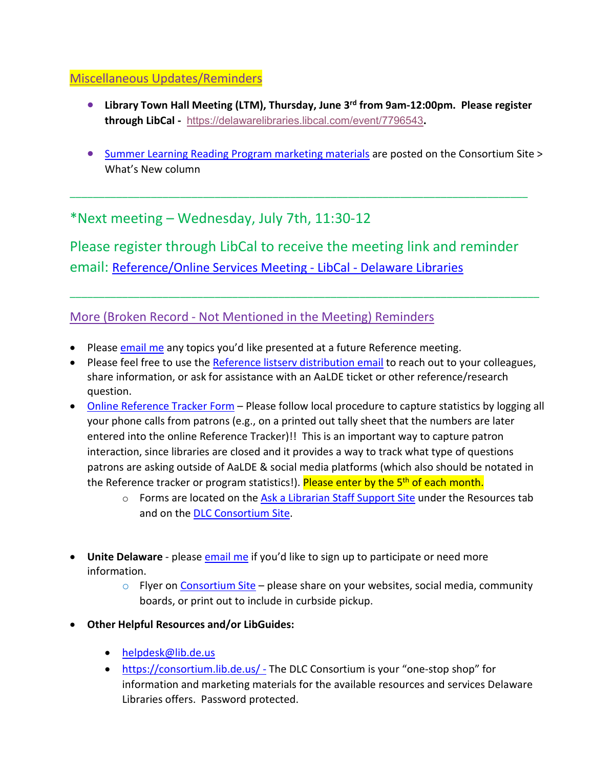## Miscellaneous Updates/Reminders

- **Library Town Hall Meeting (LTM), Thursday, June 3rd from 9am-12:00pm. Please register through LibCal -** https://delawarelibraries.libcal.com/event/7796543**.**

- Summer Learning Reading Program marketing materials are posted on the Consortium Site > What's New column

---

## *Next meeting – Wednesday, July 7th, 11:30-12

## Please register through LibCal to receive the meeting link and reminder email: Reference/Online Services Meeting - LibCal - Delaware Libraries

---

## More (Broken Record - Not Mentioned in the Meeting) Reminders

- Please email me any topics you'd like presented at a future Reference meeting.
- Please feel free to use the Reference listserv distribution email to reach out to your colleagues, share information, or ask for assistance with an AaLDE ticket or other reference/research question.
- Online Reference Tracker Form – Please follow local procedure to capture statistics by logging all your phone calls from patrons (e.g., on a printed out tally sheet that the numbers are later entered into the online Reference Tracker)!! This is an important way to capture patron interaction, since libraries are closed and it provides a way to track what type of questions patrons are asking outside of AaLDE & social media platforms (which also should be notated in the Reference tracker or program statistics!). Please enter by the 5th of each month.
  - Forms are located on the Ask a Librarian Staff Support Site under the Resources tab and on the DLC Consortium Site.

- **Unite Delaware** - please email me if you'd like to sign up to participate or need more information.
  - Flyer on Consortium Site – please share on your websites, social media, community boards, or print out to include in curbside pickup.

- **Other Helpful Resources and/or LibGuides:**
  - helpdesk@lib.de.us
  - https://consortium.lib.de.us/ - The DLC Consortium is your "one-stop shop" for information and marketing materials for the available resources and services Delaware Libraries offers. Password protected.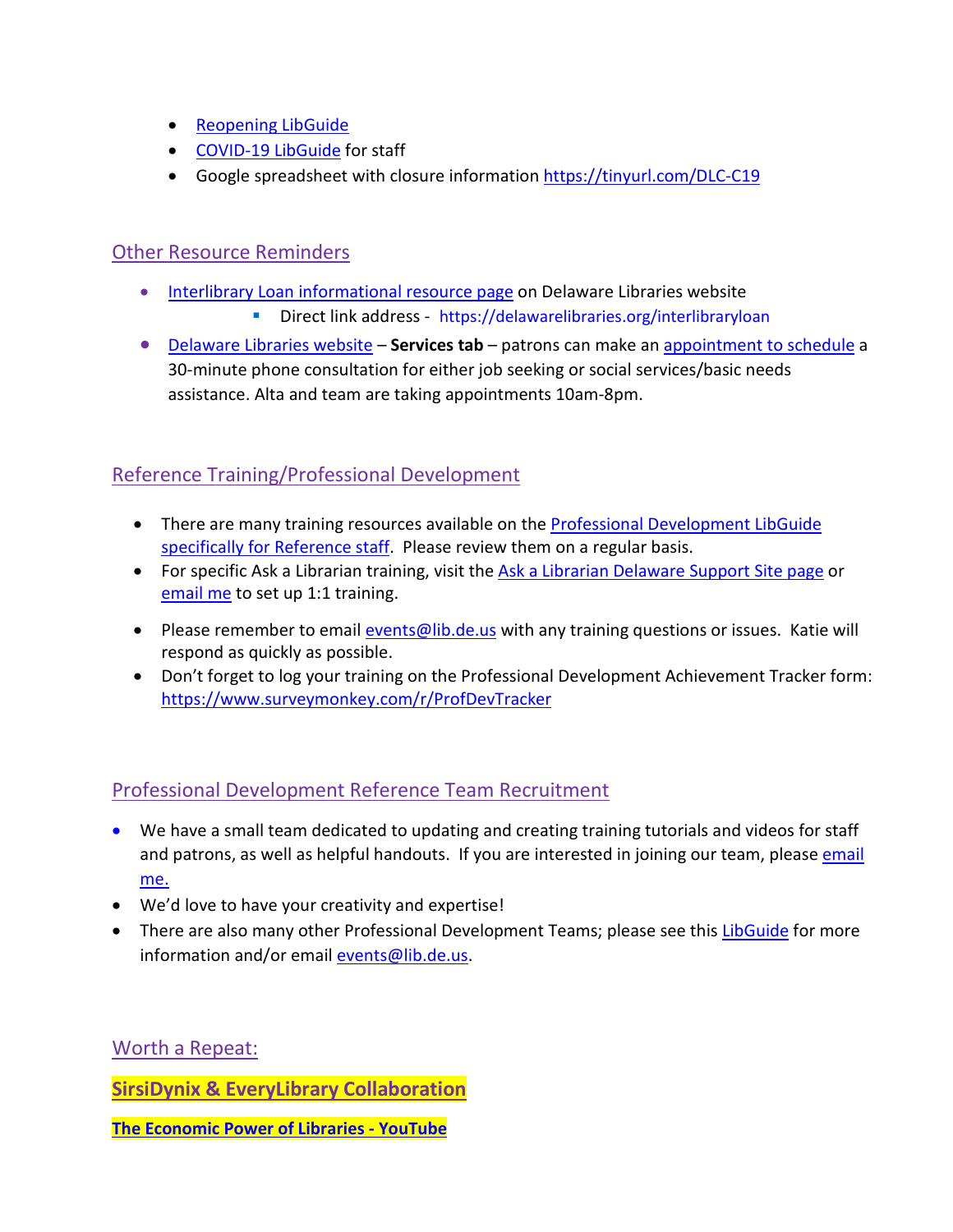- Reopening LibGuide
- COVID-19 LibGuide for staff
- Google spreadsheet with closure information https://tinyurl.com/DLC-C19

## Other Resource Reminders

- Interlibrary Loan informational resource page on Delaware Libraries website
  - Direct link address - https://delawarelibraries.org/interlibraryloan
- Delaware Libraries website – **Services tab** – patrons can make an appointment to schedule a 30-minute phone consultation for either job seeking or social services/basic needs assistance. Alta and team are taking appointments 10am-8pm.

## Reference Training/Professional Development

- There are many training resources available on the Professional Development LibGuide specifically for Reference staff. Please review them on a regular basis.
- For specific Ask a Librarian training, visit the Ask a Librarian Delaware Support Site page or email me to set up 1:1 training.
- Please remember to email events@lib.de.us with any training questions or issues. Katie will respond as quickly as possible.
- Don't forget to log your training on the Professional Development Achievement Tracker form: https://www.surveymonkey.com/r/ProfDevTracker

## Professional Development Reference Team Recruitment

- We have a small team dedicated to updating and creating training tutorials and videos for staff and patrons, as well as helpful handouts. If you are interested in joining our team, please email me.
- We'd love to have your creativity and expertise!
- There are also many other Professional Development Teams; please see this LibGuide for more information and/or email events@lib.de.us.

## Worth a Repeat:

**SirsiDynix & EveryLibrary Collaboration**

**The Economic Power of Libraries - YouTube**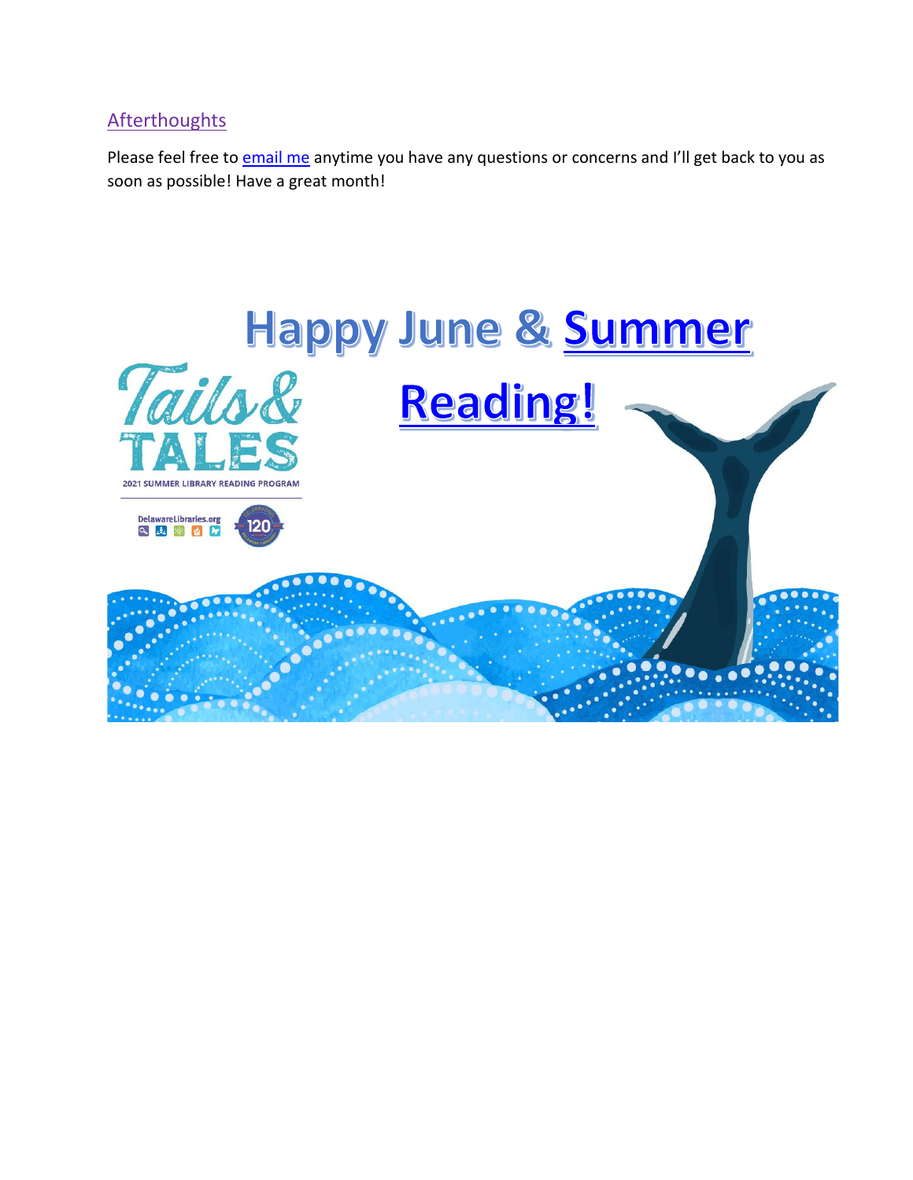## Afterthoughts

Please feel free to email me anytime you have any questions or concerns and I'll get back to you as soon as possible! Have a great month!

# Happy June & Summer Reading!

Tails & TALES

2021 SUMMER LIBRARY READING PROGRAM

DelawareLibraries.org